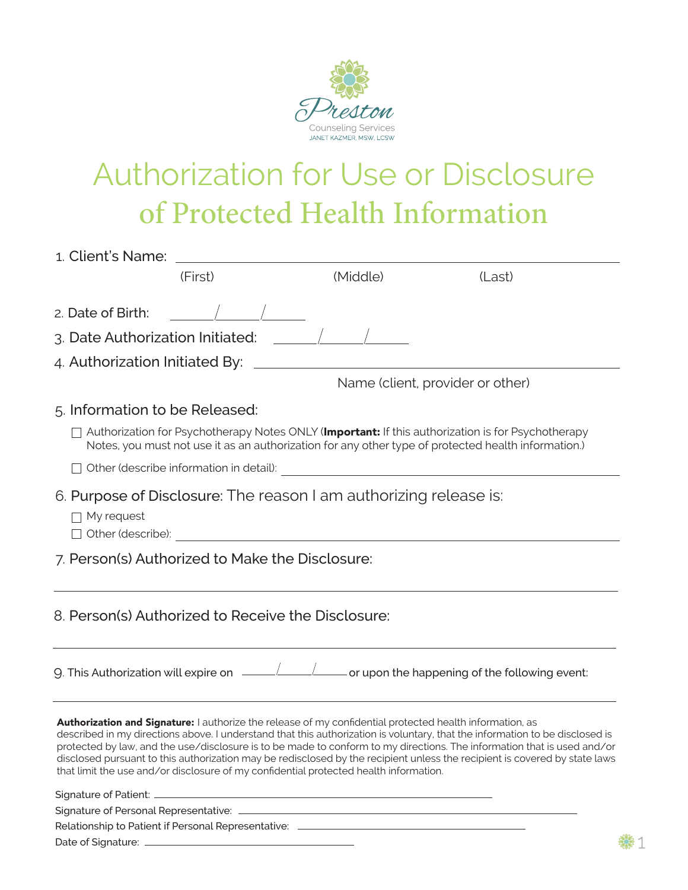Preston
Counseling Services
JANET KAZMER, MSW, LCSW

# Authorization for Use or Disclosure of Protected Health Information

1. Client's Name: ______________________________________________
   (First) (Middle) (Last)

2. Date of Birth: ______/______/______

3. Date Authorization Initiated: ______/______/______

4. Authorization Initiated By: ______________________________________________
   Name (client, provider or other)

5. Information to be Released:

   ☐ Authorization for Psychotherapy Notes ONLY (**Important:** If this authorization is for Psychotherapy Notes, you must not use it as an authorization for any other type of protected health information.)

   ☐ Other (describe information in detail): ______________________________________________

6. Purpose of Disclosure: The reason I am authorizing release is:

   ☐ My request

   ☐ Other (describe): ______________________________________________

7. Person(s) Authorized to Make the Disclosure:

______________________________________________

8. Person(s) Authorized to Receive the Disclosure:

______________________________________________

9. This Authorization will expire on ______/______/______ or upon the happening of the following event:

______________________________________________

**Authorization and Signature:** I authorize the release of my confidential protected health information, as described in my directions above. I understand that this authorization is voluntary, that the information to be disclosed is protected by law, and the use/disclosure is to be made to conform to my directions. The information that is used and/or disclosed pursuant to this authorization may be redisclosed by the recipient unless the recipient is covered by state laws that limit the use and/or disclosure of my confidential protected health information.

Signature of Patient: ______________________________________________

Signature of Personal Representative: ______________________________________________

Relationship to Patient if Personal Representative: ______________________________________________

Date of Signature: ______________________________________________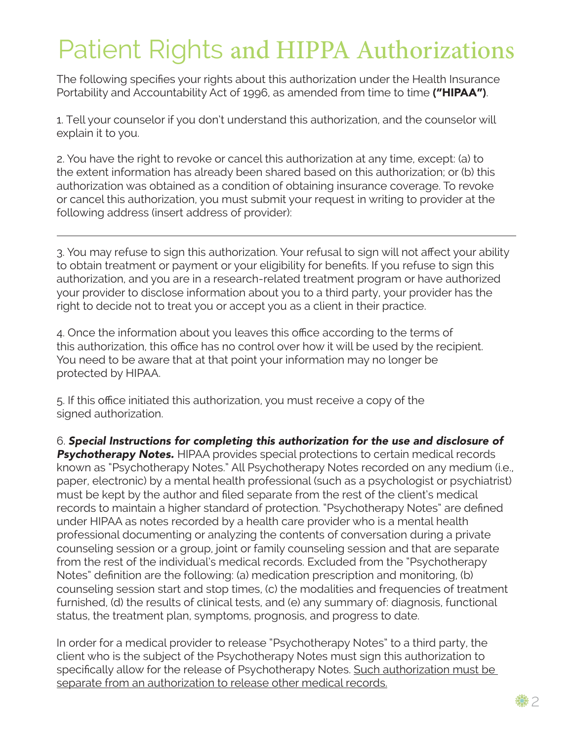# Patient Rights and HIPPA Authorizations

The following specifies your rights about this authorization under the Health Insurance Portability and Accountability Act of 1996, as amended from time to time **("HIPAA")**.

1. Tell your counselor if you don't understand this authorization, and the counselor will explain it to you.

2. You have the right to revoke or cancel this authorization at any time, except: (a) to the extent information has already been shared based on this authorization; or (b) this authorization was obtained as a condition of obtaining insurance coverage. To revoke or cancel this authorization, you must submit your request in writing to provider at the following address (insert address of provider):

_______________________________________________________________

3. You may refuse to sign this authorization. Your refusal to sign will not affect your ability to obtain treatment or payment or your eligibility for benefits. If you refuse to sign this authorization, and you are in a research-related treatment program or have authorized your provider to disclose information about you to a third party, your provider has the right to decide not to treat you or accept you as a client in their practice.

4. Once the information about you leaves this office according to the terms of this authorization, this office has no control over how it will be used by the recipient. You need to be aware that at that point your information may no longer be protected by HIPAA.

5. If this office initiated this authorization, you must receive a copy of the signed authorization.

6. ***Special Instructions for completing this authorization for the use and disclosure of Psychotherapy Notes.*** HIPAA provides special protections to certain medical records known as "Psychotherapy Notes." All Psychotherapy Notes recorded on any medium (i.e., paper, electronic) by a mental health professional (such as a psychologist or psychiatrist) must be kept by the author and filed separate from the rest of the client's medical records to maintain a higher standard of protection. "Psychotherapy Notes" are defined under HIPAA as notes recorded by a health care provider who is a mental health professional documenting or analyzing the contents of conversation during a private counseling session or a group, joint or family counseling session and that are separate from the rest of the individual's medical records. Excluded from the "Psychotherapy Notes" definition are the following: (a) medication prescription and monitoring, (b) counseling session start and stop times, (c) the modalities and frequencies of treatment furnished, (d) the results of clinical tests, and (e) any summary of: diagnosis, functional status, the treatment plan, symptoms, prognosis, and progress to date.

In order for a medical provider to release "Psychotherapy Notes" to a third party, the client who is the subject of the Psychotherapy Notes must sign this authorization to specifically allow for the release of Psychotherapy Notes. <u>Such authorization must be separate from an authorization to release other medical records.</u>